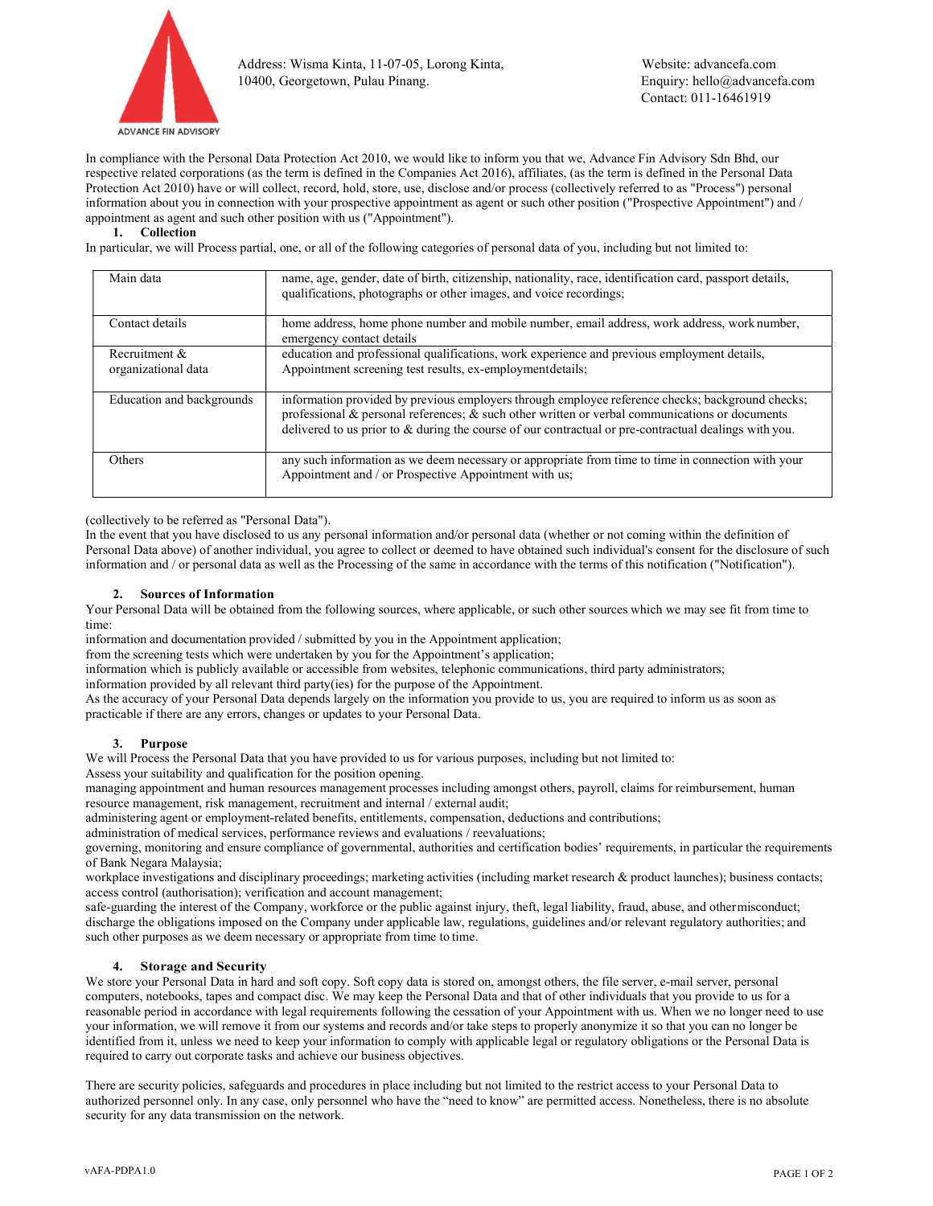ADVANCE FIN ADVISORY

Address: Wisma Kinta, 11-07-05, Lorong Kinta, 10400, Georgetown, Pulau Pinang.

Website: advancefa.com
Enquiry: hello@advancefa.com
Contact: 011-16461919

In compliance with the Personal Data Protection Act 2010, we would like to inform you that we, Advance Fin Advisory Sdn Bhd, our respective related corporations (as the term is defined in the Companies Act 2016), affiliates, (as the term is defined in the Personal Data Protection Act 2010) have or will collect, record, hold, store, use, disclose and/or process (collectively referred to as "Process") personal information about you in connection with your prospective appointment as agent or such other position ("Prospective Appointment") and / appointment as agent and such other position with us ("Appointment").

**1. Collection**

In particular, we will Process partial, one, or all of the following categories of personal data of you, including but not limited to:

| | |
|---|---|
| Main data | name, age, gender, date of birth, citizenship, nationality, race, identification card, passport details, qualifications, photographs or other images, and voice recordings; |
| Contact details | home address, home phone number and mobile number, email address, work address, work number, emergency contact details |
| Recruitment & organizational data | education and professional qualifications, work experience and previous employment details, Appointment screening test results, ex-employmentdetails; |
| Education and backgrounds | information provided by previous employers through employee reference checks; background checks; professional & personal references; & such other written or verbal communications or documents delivered to us prior to & during the course of our contractual or pre-contractual dealings with you. |
| Others | any such information as we deem necessary or appropriate from time to time in connection with your Appointment and / or Prospective Appointment with us; |

(collectively to be referred as "Personal Data").

In the event that you have disclosed to us any personal information and/or personal data (whether or not coming within the definition of Personal Data above) of another individual, you agree to collect or deemed to have obtained such individual's consent for the disclosure of such information and / or personal data as well as the Processing of the same in accordance with the terms of this notification ("Notification").

**2. Sources of Information**

Your Personal Data will be obtained from the following sources, where applicable, or such other sources which we may see fit from time to time:

information and documentation provided / submitted by you in the Appointment application;
from the screening tests which were undertaken by you for the Appointment's application;
information which is publicly available or accessible from websites, telephonic communications, third party administrators;
information provided by all relevant third party(ies) for the purpose of the Appointment.

As the accuracy of your Personal Data depends largely on the information you provide to us, you are required to inform us as soon as practicable if there are any errors, changes or updates to your Personal Data.

**3. Purpose**

We will Process the Personal Data that you have provided to us for various purposes, including but not limited to:

Assess your suitability and qualification for the position opening.
managing appointment and human resources management processes including amongst others, payroll, claims for reimbursement, human resource management, risk management, recruitment and internal / external audit;
administering agent or employment-related benefits, entitlements, compensation, deductions and contributions;
administration of medical services, performance reviews and evaluations / reevaluations;
governing, monitoring and ensure compliance of governmental, authorities and certification bodies' requirements, in particular the requirements of Bank Negara Malaysia;
workplace investigations and disciplinary proceedings; marketing activities (including market research & product launches); business contacts; access control (authorisation); verification and account management;
safe-guarding the interest of the Company, workforce or the public against injury, theft, legal liability, fraud, abuse, and othermisconduct;
discharge the obligations imposed on the Company under applicable law, regulations, guidelines and/or relevant regulatory authorities; and
such other purposes as we deem necessary or appropriate from time to time.

**4. Storage and Security**

We store your Personal Data in hard and soft copy. Soft copy data is stored on, amongst others, the file server, e-mail server, personal computers, notebooks, tapes and compact disc. We may keep the Personal Data and that of other individuals that you provide to us for a reasonable period in accordance with legal requirements following the cessation of your Appointment with us. When we no longer need to use your information, we will remove it from our systems and records and/or take steps to properly anonymize it so that you can no longer be identified from it, unless we need to keep your information to comply with applicable legal or regulatory obligations or the Personal Data is required to carry out corporate tasks and achieve our business objectives.

There are security policies, safeguards and procedures in place including but not limited to the restrict access to your Personal Data to authorized personnel only. In any case, only personnel who have the "need to know" are permitted access. Nonetheless, there is no absolute security for any data transmission on the network.

vAFA-PDPA1.0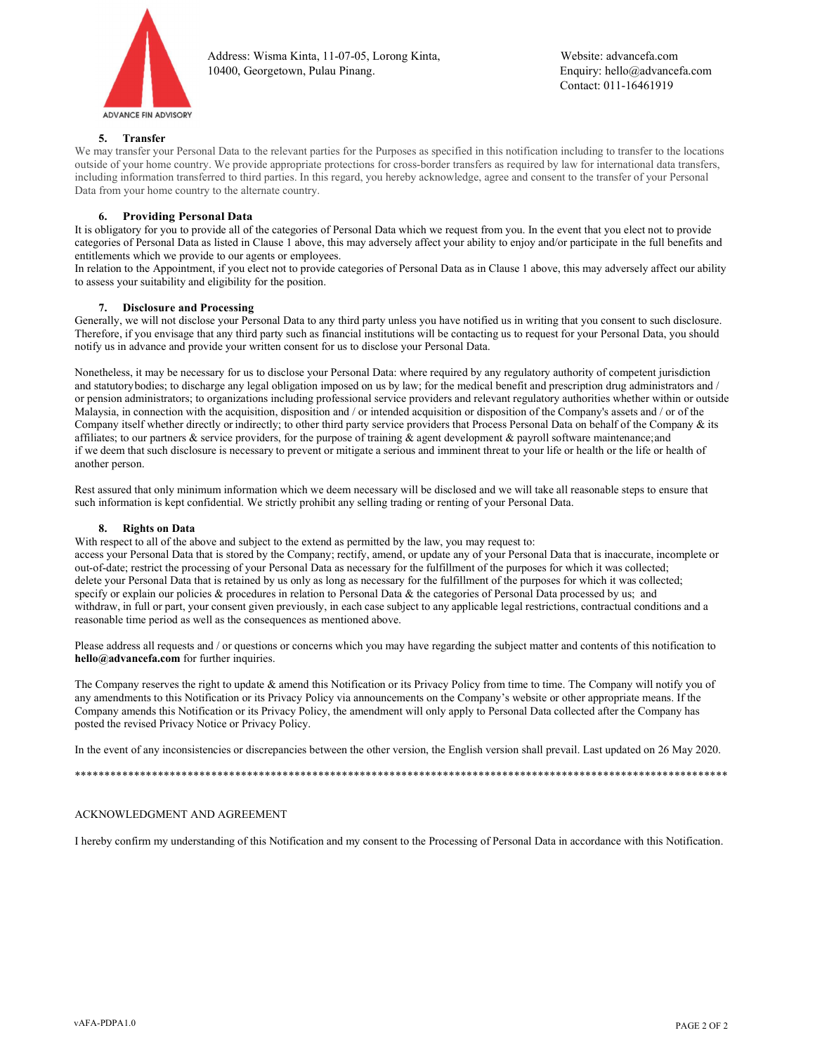ADVANCE FIN ADVISORY

Address: Wisma Kinta, 11-07-05, Lorong Kinta,
10400, Georgetown, Pulau Pinang.

Website: advancefa.com
Enquiry: hello@advancefa.com
Contact: 011-16461919

### 5. Transfer

We may transfer your Personal Data to the relevant parties for the Purposes as specified in this notification including to transfer to the locations outside of your home country. We provide appropriate protections for cross-border transfers as required by law for international data transfers, including information transferred to third parties. In this regard, you hereby acknowledge, agree and consent to the transfer of your Personal Data from your home country to the alternate country.

### 6. Providing Personal Data

It is obligatory for you to provide all of the categories of Personal Data which we request from you. In the event that you elect not to provide categories of Personal Data as listed in Clause 1 above, this may adversely affect your ability to enjoy and/or participate in the full benefits and entitlements which we provide to our agents or employees.
In relation to the Appointment, if you elect not to provide categories of Personal Data as in Clause 1 above, this may adversely affect our ability to assess your suitability and eligibility for the position.

### 7. Disclosure and Processing

Generally, we will not disclose your Personal Data to any third party unless you have notified us in writing that you consent to such disclosure. Therefore, if you envisage that any third party such as financial institutions will be contacting us to request for your Personal Data, you should notify us in advance and provide your written consent for us to disclose your Personal Data.

Nonetheless, it may be necessary for us to disclose your Personal Data: where required by any regulatory authority of competent jurisdiction and statutory bodies; to discharge any legal obligation imposed on us by law; for the medical benefit and prescription drug administrators and / or pension administrators; to organizations including professional service providers and relevant regulatory authorities whether within or outside Malaysia, in connection with the acquisition, disposition and / or intended acquisition or disposition of the Company's assets and / or of the Company itself whether directly or indirectly; to other third party service providers that Process Personal Data on behalf of the Company & its affiliates; to our partners & service providers, for the purpose of training & agent development & payroll software maintenance; and if we deem that such disclosure is necessary to prevent or mitigate a serious and imminent threat to your life or health or the life or health of another person.

Rest assured that only minimum information which we deem necessary will be disclosed and we will take all reasonable steps to ensure that such information is kept confidential. We strictly prohibit any selling trading or renting of your Personal Data.

### 8. Rights on Data

With respect to all of the above and subject to the extend as permitted by the law, you may request to:
access your Personal Data that is stored by the Company; rectify, amend, or update any of your Personal Data that is inaccurate, incomplete or out-of-date; restrict the processing of your Personal Data as necessary for the fulfillment of the purposes for which it was collected; delete your Personal Data that is retained by us only as long as necessary for the fulfillment of the purposes for which it was collected; specify or explain our policies & procedures in relation to Personal Data & the categories of Personal Data processed by us; and withdraw, in full or part, your consent given previously, in each case subject to any applicable legal restrictions, contractual conditions and a reasonable time period as well as the consequences as mentioned above.

Please address all requests and / or questions or concerns which you may have regarding the subject matter and contents of this notification to **hello@advancefa.com** for further inquiries.

The Company reserves the right to update & amend this Notification or its Privacy Policy from time to time. The Company will notify you of any amendments to this Notification or its Privacy Policy via announcements on the Company's website or other appropriate means. If the Company amends this Notification or its Privacy Policy, the amendment will only apply to Personal Data collected after the Company has posted the revised Privacy Notice or Privacy Policy.

In the event of any inconsistencies or discrepancies between the other version, the English version shall prevail. Last updated on 26 May 2020.

***********************************************************************************************************************

ACKNOWLEDGMENT AND AGREEMENT

I hereby confirm my understanding of this Notification and my consent to the Processing of Personal Data in accordance with this Notification.

vAFA-PDPA1.0